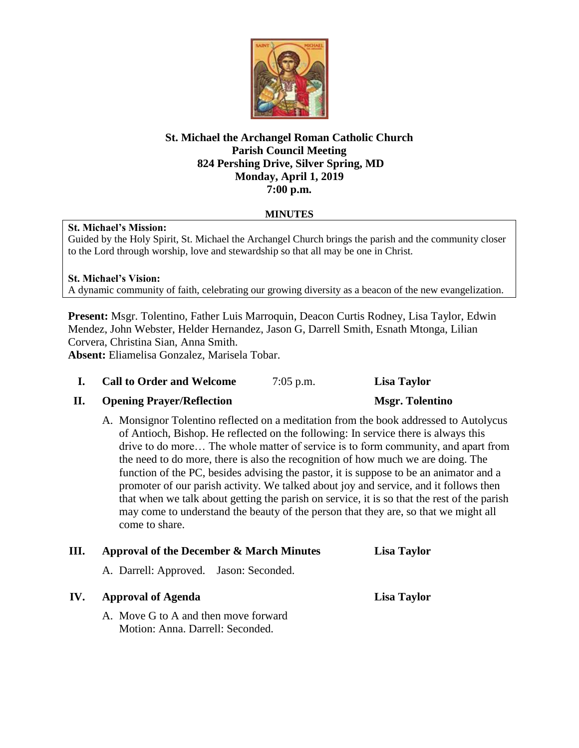**St. Michael the Archangel Roman Catholic Church**
**Parish Council Meeting**
**824 Pershing Drive, Silver Spring, MD**
**Monday, April 1, 2019**
**7:00 p.m.**

**MINUTES**

**St. Michael's Mission:**
Guided by the Holy Spirit, St. Michael the Archangel Church brings the parish and the community closer to the Lord through worship, love and stewardship so that all may be one in Christ.

**St. Michael's Vision:**
A dynamic community of faith, celebrating our growing diversity as a beacon of the new evangelization.

**Present:** Msgr. Tolentino, Father Luis Marroquin, Deacon Curtis Rodney, Lisa Taylor, Edwin Mendez, John Webster, Helder Hernandez, Jason G, Darrell Smith, Esnath Mtonga, Lilian Corvera, Christina Sian, Anna Smith.
**Absent:** Eliamelisa Gonzalez, Marisela Tobar.

**I. Call to Order and Welcome** 7:05 p.m. **Lisa Taylor**

**II. Opening Prayer/Reflection** **Msgr. Tolentino**

A. Monsignor Tolentino reflected on a meditation from the book addressed to Autolycus of Antioch, Bishop. He reflected on the following: In service there is always this drive to do more… The whole matter of service is to form community, and apart from the need to do more, there is also the recognition of how much we are doing. The function of the PC, besides advising the pastor, it is suppose to be an animator and a promoter of our parish activity. We talked about joy and service, and it follows then that when we talk about getting the parish on service, it is so that the rest of the parish may come to understand the beauty of the person that they are, so that we might all come to share.

**III. Approval of the December & March Minutes** **Lisa Taylor**

A. Darrell: Approved. Jason: Seconded.

**IV. Approval of Agenda** **Lisa Taylor**

A. Move G to A and then move forward
Motion: Anna. Darrell: Seconded.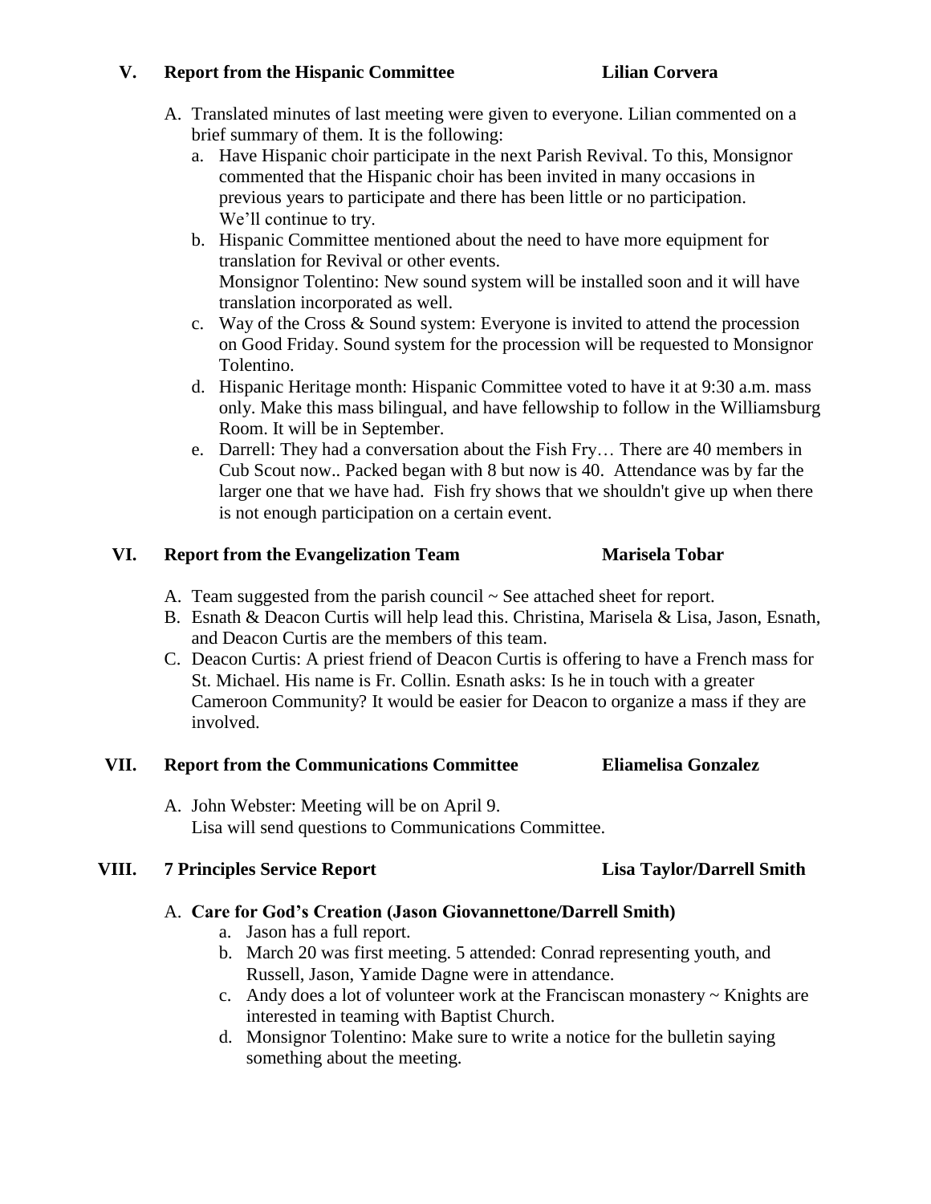## V. Report from the Hispanic Committee — Lilian Corvera

A. Translated minutes of last meeting were given to everyone. Lilian commented on a brief summary of them. It is the following:

a. Have Hispanic choir participate in the next Parish Revival. To this, Monsignor commented that the Hispanic choir has been invited in many occasions in previous years to participate and there has been little or no participation. We'll continue to try.

b. Hispanic Committee mentioned about the need to have more equipment for translation for Revival or other events.
Monsignor Tolentino: New sound system will be installed soon and it will have translation incorporated as well.

c. Way of the Cross & Sound system: Everyone is invited to attend the procession on Good Friday. Sound system for the procession will be requested to Monsignor Tolentino.

d. Hispanic Heritage month: Hispanic Committee voted to have it at 9:30 a.m. mass only. Make this mass bilingual, and have fellowship to follow in the Williamsburg Room. It will be in September.

e. Darrell: They had a conversation about the Fish Fry… There are 40 members in Cub Scout now.. Packed began with 8 but now is 40. Attendance was by far the larger one that we have had. Fish fry shows that we shouldn't give up when there is not enough participation on a certain event.

## VI. Report from the Evangelization Team — Marisela Tobar

A. Team suggested from the parish council ~ See attached sheet for report.

B. Esnath & Deacon Curtis will help lead this. Christina, Marisela & Lisa, Jason, Esnath, and Deacon Curtis are the members of this team.

C. Deacon Curtis: A priest friend of Deacon Curtis is offering to have a French mass for St. Michael. His name is Fr. Collin. Esnath asks: Is he in touch with a greater Cameroon Community? It would be easier for Deacon to organize a mass if they are involved.

## VII. Report from the Communications Committee — Eliamelisa Gonzalez

A. John Webster: Meeting will be on April 9.
Lisa will send questions to Communications Committee.

## VIII. 7 Principles Service Report — Lisa Taylor/Darrell Smith

A. **Care for God's Creation (Jason Giovannettone/Darrell Smith)**

a. Jason has a full report.

b. March 20 was first meeting. 5 attended: Conrad representing youth, and Russell, Jason, Yamide Dagne were in attendance.

c. Andy does a lot of volunteer work at the Franciscan monastery ~ Knights are interested in teaming with Baptist Church.

d. Monsignor Tolentino: Make sure to write a notice for the bulletin saying something about the meeting.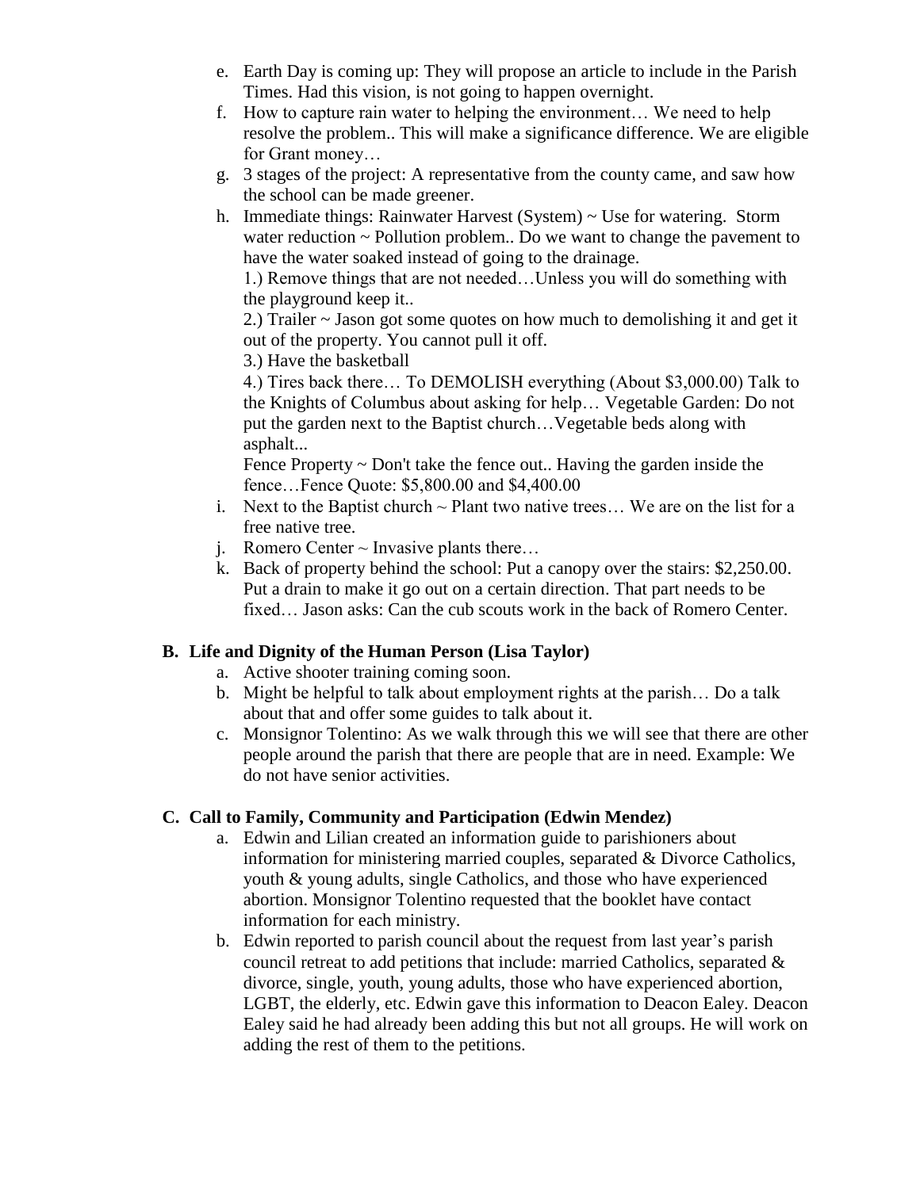e. Earth Day is coming up: They will propose an article to include in the Parish Times. Had this vision, is not going to happen overnight.
f. How to capture rain water to helping the environment… We need to help resolve the problem.. This will make a significance difference. We are eligible for Grant money…
g. 3 stages of the project: A representative from the county came, and saw how the school can be made greener.
h. Immediate things: Rainwater Harvest (System) ~ Use for watering. Storm water reduction ~ Pollution problem.. Do we want to change the pavement to have the water soaked instead of going to the drainage.

   1.) Remove things that are not needed…Unless you will do something with the playground keep it..

   2.) Trailer ~ Jason got some quotes on how much to demolishing it and get it out of the property. You cannot pull it off.

   3.) Have the basketball

   4.) Tires back there… To DEMOLISH everything (About $3,000.00) Talk to the Knights of Columbus about asking for help… Vegetable Garden: Do not put the garden next to the Baptist church…Vegetable beds along with asphalt...

   Fence Property ~ Don't take the fence out.. Having the garden inside the fence…Fence Quote: $5,800.00 and $4,400.00
i. Next to the Baptist church ~ Plant two native trees… We are on the list for a free native tree.
j. Romero Center ~ Invasive plants there…
k. Back of property behind the school: Put a canopy over the stairs: $2,250.00. Put a drain to make it go out on a certain direction. That part needs to be fixed… Jason asks: Can the cub scouts work in the back of Romero Center.

### B. Life and Dignity of the Human Person (Lisa Taylor)

a. Active shooter training coming soon.
b. Might be helpful to talk about employment rights at the parish… Do a talk about that and offer some guides to talk about it.
c. Monsignor Tolentino: As we walk through this we will see that there are other people around the parish that there are people that are in need. Example: We do not have senior activities.

### C. Call to Family, Community and Participation (Edwin Mendez)

a. Edwin and Lilian created an information guide to parishioners about information for ministering married couples, separated & Divorce Catholics, youth & young adults, single Catholics, and those who have experienced abortion. Monsignor Tolentino requested that the booklet have contact information for each ministry.
b. Edwin reported to parish council about the request from last year's parish council retreat to add petitions that include: married Catholics, separated & divorce, single, youth, young adults, those who have experienced abortion, LGBT, the elderly, etc. Edwin gave this information to Deacon Ealey. Deacon Ealey said he had already been adding this but not all groups. He will work on adding the rest of them to the petitions.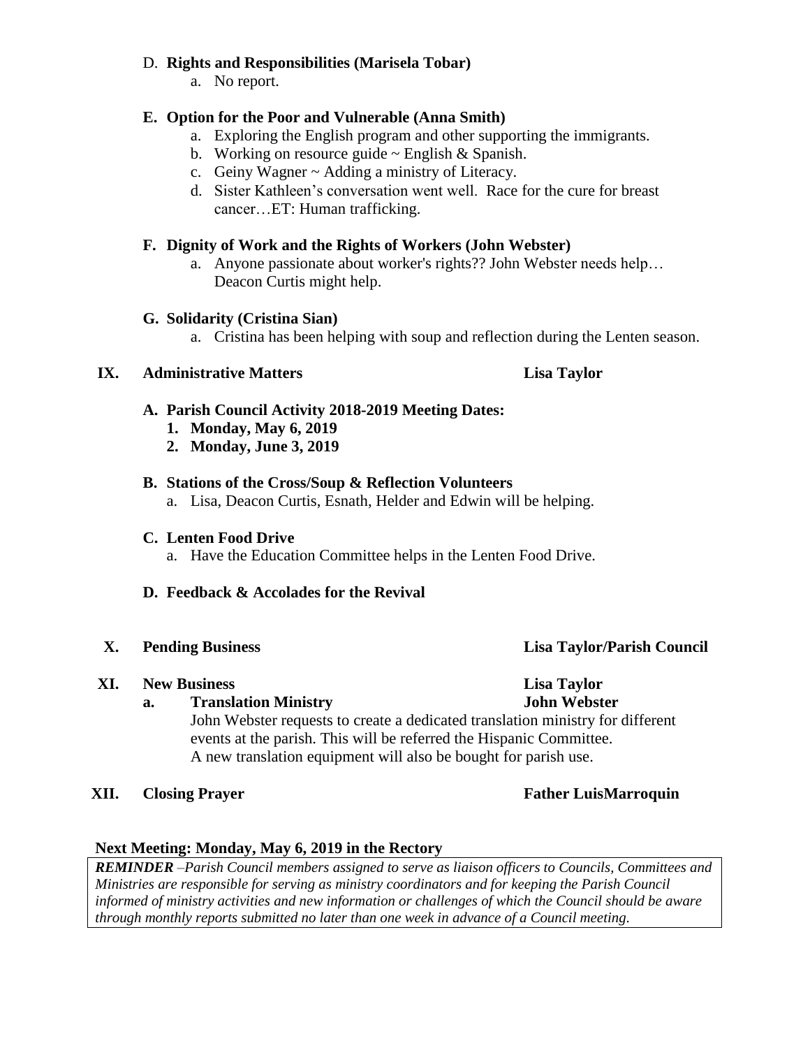D. **Rights and Responsibilities (Marisela Tobar)**

   a. No report.

**E. Option for the Poor and Vulnerable (Anna Smith)**

   a. Exploring the English program and other supporting the immigrants.
   b. Working on resource guide ~ English & Spanish.
   c. Geiny Wagner ~ Adding a ministry of Literacy.
   d. Sister Kathleen's conversation went well. Race for the cure for breast cancer…ET: Human trafficking.

**F. Dignity of Work and the Rights of Workers (John Webster)**

   a. Anyone passionate about worker's rights?? John Webster needs help… Deacon Curtis might help.

**G. Solidarity (Cristina Sian)**

   a. Cristina has been helping with soup and reflection during the Lenten season.

**IX. Administrative Matters** **Lisa Taylor**

**A. Parish Council Activity 2018-2019 Meeting Dates:**

1. **Monday, May 6, 2019**
2. **Monday, June 3, 2019**

**B. Stations of the Cross/Soup & Reflection Volunteers**

   a. Lisa, Deacon Curtis, Esnath, Helder and Edwin will be helping.

**C. Lenten Food Drive**

   a. Have the Education Committee helps in the Lenten Food Drive.

**D. Feedback & Accolades for the Revival**

**X. Pending Business** **Lisa Taylor/Parish Council**

**XI. New Business** **Lisa Taylor**

**a. Translation Ministry** **John Webster**

John Webster requests to create a dedicated translation ministry for different events at the parish. This will be referred the Hispanic Committee.
A new translation equipment will also be bought for parish use.

**XII. Closing Prayer** **Father LuisMarroquin**

**Next Meeting: Monday, May 6, 2019 in the Rectory**

***REMINDER*** *–Parish Council members assigned to serve as liaison officers to Councils, Committees and Ministries are responsible for serving as ministry coordinators and for keeping the Parish Council informed of ministry activities and new information or challenges of which the Council should be aware through monthly reports submitted no later than one week in advance of a Council meeting.*